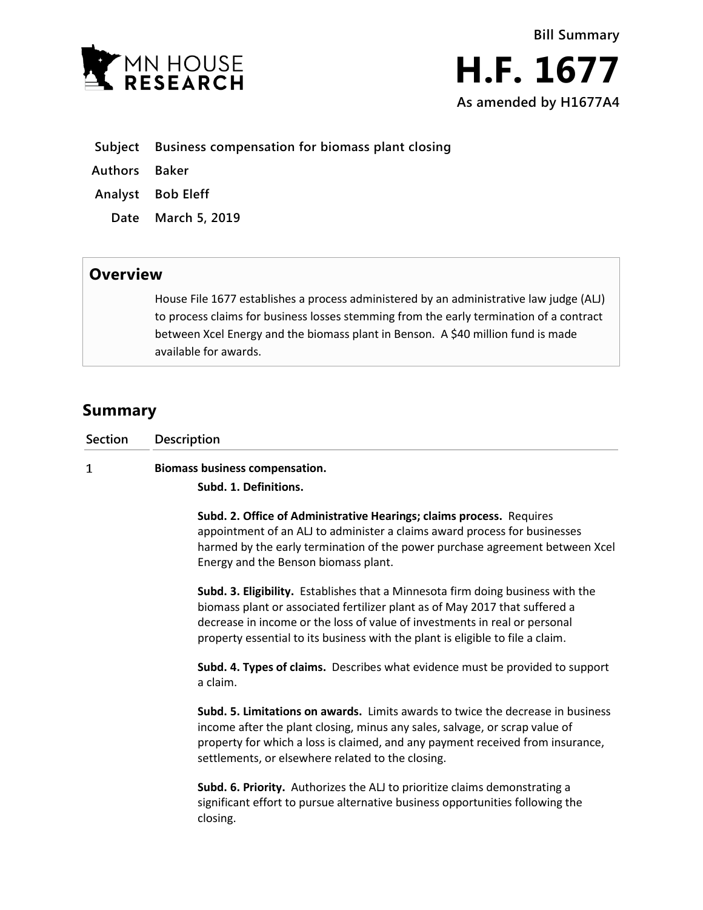MN HOUSE RESEARCH

**Bill Summary**

# H.F. 1677

**As amended by H1677A4**

| | |
|---|---|
| **Subject** | **Business compensation for biomass plant closing** |
| **Authors** | **Baker** |
| **Analyst** | **Bob Eleff** |
| **Date** | **March 5, 2019** |

## Overview

House File 1677 establishes a process administered by an administrative law judge (ALJ) to process claims for business losses stemming from the early termination of a contract between Xcel Energy and the biomass plant in Benson. A $40 million fund is made available for awards.

## Summary

| Section | Description |
|---|---|
| 1 | **Biomass business compensation.** |

**Subd. 1. Definitions.**

**Subd. 2. Office of Administrative Hearings; claims process.** Requires appointment of an ALJ to administer a claims award process for businesses harmed by the early termination of the power purchase agreement between Xcel Energy and the Benson biomass plant.

**Subd. 3. Eligibility.** Establishes that a Minnesota firm doing business with the biomass plant or associated fertilizer plant as of May 2017 that suffered a decrease in income or the loss of value of investments in real or personal property essential to its business with the plant is eligible to file a claim.

**Subd. 4. Types of claims.** Describes what evidence must be provided to support a claim.

**Subd. 5. Limitations on awards.** Limits awards to twice the decrease in business income after the plant closing, minus any sales, salvage, or scrap value of property for which a loss is claimed, and any payment received from insurance, settlements, or elsewhere related to the closing.

**Subd. 6. Priority.** Authorizes the ALJ to prioritize claims demonstrating a significant effort to pursue alternative business opportunities following the closing.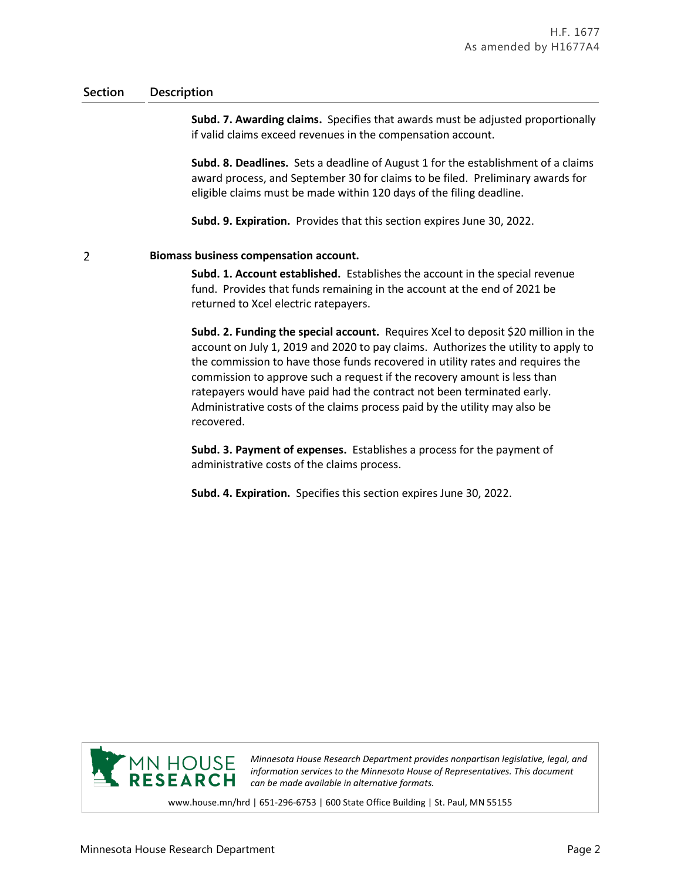| Section | Description |
|---|---|
| | **Subd. 7. Awarding claims.** Specifies that awards must be adjusted proportionally if valid claims exceed revenues in the compensation account.<br><br>**Subd. 8. Deadlines.** Sets a deadline of August 1 for the establishment of a claims award process, and September 30 for claims to be filed. Preliminary awards for eligible claims must be made within 120 days of the filing deadline.<br><br>**Subd. 9. Expiration.** Provides that this section expires June 30, 2022. |
| 2 | **Biomass business compensation account.**<br><br>**Subd. 1. Account established.** Establishes the account in the special revenue fund. Provides that funds remaining in the account at the end of 2021 be returned to Xcel electric ratepayers.<br><br>**Subd. 2. Funding the special account.** Requires Xcel to deposit $20 million in the account on July 1, 2019 and 2020 to pay claims. Authorizes the utility to apply to the commission to have those funds recovered in utility rates and requires the commission to approve such a request if the recovery amount is less than ratepayers would have paid had the contract not been terminated early. Administrative costs of the claims process paid by the utility may also be recovered.<br><br>**Subd. 3. Payment of expenses.** Establishes a process for the payment of administrative costs of the claims process.<br><br>**Subd. 4. Expiration.** Specifies this section expires June 30, 2022. |

MN HOUSE RESEARCH

*Minnesota House Research Department provides nonpartisan legislative, legal, and information services to the Minnesota House of Representatives. This document can be made available in alternative formats.*

www.house.mn/hrd | 651-296-6753 | 600 State Office Building | St. Paul, MN 55155